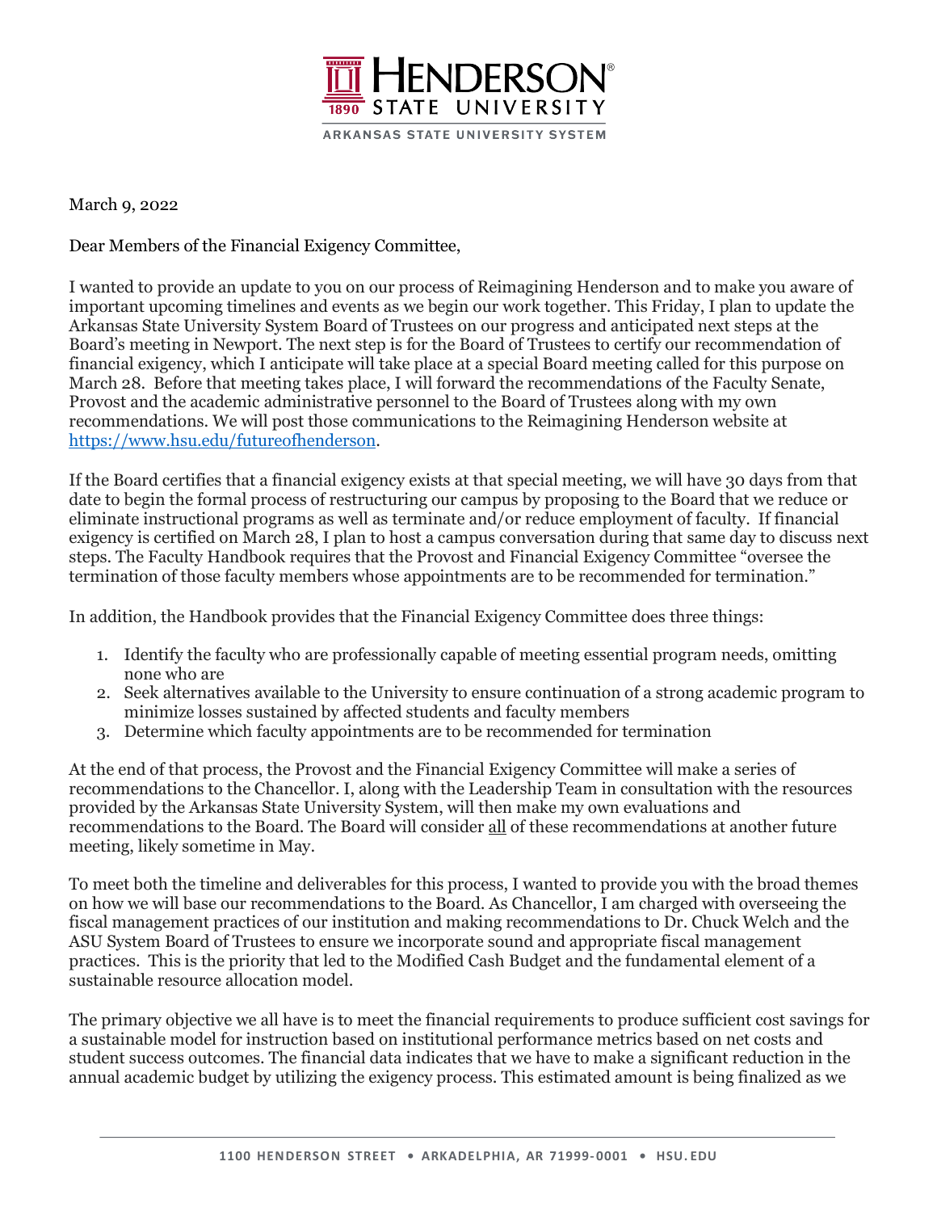HENDERSON STATE UNIVERSITY

1890

ARKANSAS STATE UNIVERSITY SYSTEM

March 9, 2022

Dear Members of the Financial Exigency Committee,

I wanted to provide an update to you on our process of Reimagining Henderson and to make you aware of important upcoming timelines and events as we begin our work together. This Friday, I plan to update the Arkansas State University System Board of Trustees on our progress and anticipated next steps at the Board's meeting in Newport. The next step is for the Board of Trustees to certify our recommendation of financial exigency, which I anticipate will take place at a special Board meeting called for this purpose on March 28. Before that meeting takes place, I will forward the recommendations of the Faculty Senate, Provost and the academic administrative personnel to the Board of Trustees along with my own recommendations. We will post those communications to the Reimagining Henderson website at [https://www.hsu.edu/futureofhenderson](https://www.hsu.edu/futureofhenderson).

If the Board certifies that a financial exigency exists at that special meeting, we will have 30 days from that date to begin the formal process of restructuring our campus by proposing to the Board that we reduce or eliminate instructional programs as well as terminate and/or reduce employment of faculty. If financial exigency is certified on March 28, I plan to host a campus conversation during that same day to discuss next steps. The Faculty Handbook requires that the Provost and Financial Exigency Committee "oversee the termination of those faculty members whose appointments are to be recommended for termination."

In addition, the Handbook provides that the Financial Exigency Committee does three things:

1. Identify the faculty who are professionally capable of meeting essential program needs, omitting none who are
2. Seek alternatives available to the University to ensure continuation of a strong academic program to minimize losses sustained by affected students and faculty members
3. Determine which faculty appointments are to be recommended for termination

At the end of that process, the Provost and the Financial Exigency Committee will make a series of recommendations to the Chancellor. I, along with the Leadership Team in consultation with the resources provided by the Arkansas State University System, will then make my own evaluations and recommendations to the Board. The Board will consider <u>all</u> of these recommendations at another future meeting, likely sometime in May.

To meet both the timeline and deliverables for this process, I wanted to provide you with the broad themes on how we will base our recommendations to the Board. As Chancellor, I am charged with overseeing the fiscal management practices of our institution and making recommendations to Dr. Chuck Welch and the ASU System Board of Trustees to ensure we incorporate sound and appropriate fiscal management practices. This is the priority that led to the Modified Cash Budget and the fundamental element of a sustainable resource allocation model.

The primary objective we all have is to meet the financial requirements to produce sufficient cost savings for a sustainable model for instruction based on institutional performance metrics based on net costs and student success outcomes. The financial data indicates that we have to make a significant reduction in the annual academic budget by utilizing the exigency process. This estimated amount is being finalized as we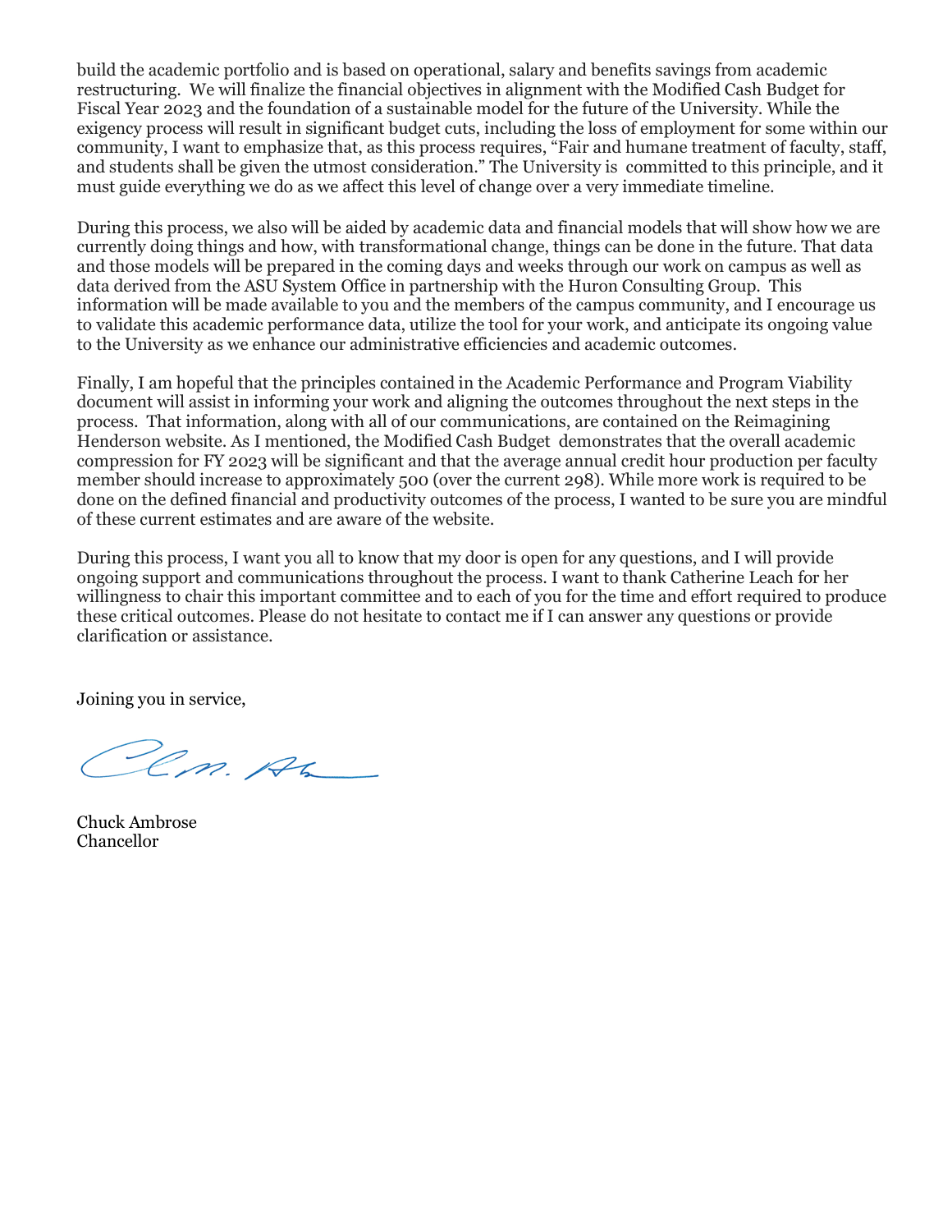build the academic portfolio and is based on operational, salary and benefits savings from academic restructuring. We will finalize the financial objectives in alignment with the Modified Cash Budget for Fiscal Year 2023 and the foundation of a sustainable model for the future of the University. While the exigency process will result in significant budget cuts, including the loss of employment for some within our community, I want to emphasize that, as this process requires, "Fair and humane treatment of faculty, staff, and students shall be given the utmost consideration." The University is committed to this principle, and it must guide everything we do as we affect this level of change over a very immediate timeline.

During this process, we also will be aided by academic data and financial models that will show how we are currently doing things and how, with transformational change, things can be done in the future. That data and those models will be prepared in the coming days and weeks through our work on campus as well as data derived from the ASU System Office in partnership with the Huron Consulting Group. This information will be made available to you and the members of the campus community, and I encourage us to validate this academic performance data, utilize the tool for your work, and anticipate its ongoing value to the University as we enhance our administrative efficiencies and academic outcomes.

Finally, I am hopeful that the principles contained in the Academic Performance and Program Viability document will assist in informing your work and aligning the outcomes throughout the next steps in the process. That information, along with all of our communications, are contained on the Reimagining Henderson website. As I mentioned, the Modified Cash Budget demonstrates that the overall academic compression for FY 2023 will be significant and that the average annual credit hour production per faculty member should increase to approximately 500 (over the current 298). While more work is required to be done on the defined financial and productivity outcomes of the process, I wanted to be sure you are mindful of these current estimates and are aware of the website.

During this process, I want you all to know that my door is open for any questions, and I will provide ongoing support and communications throughout the process. I want to thank Catherine Leach for her willingness to chair this important committee and to each of you for the time and effort required to produce these critical outcomes. Please do not hesitate to contact me if I can answer any questions or provide clarification or assistance.

Joining you in service,

Chuck Ambrose
Chancellor